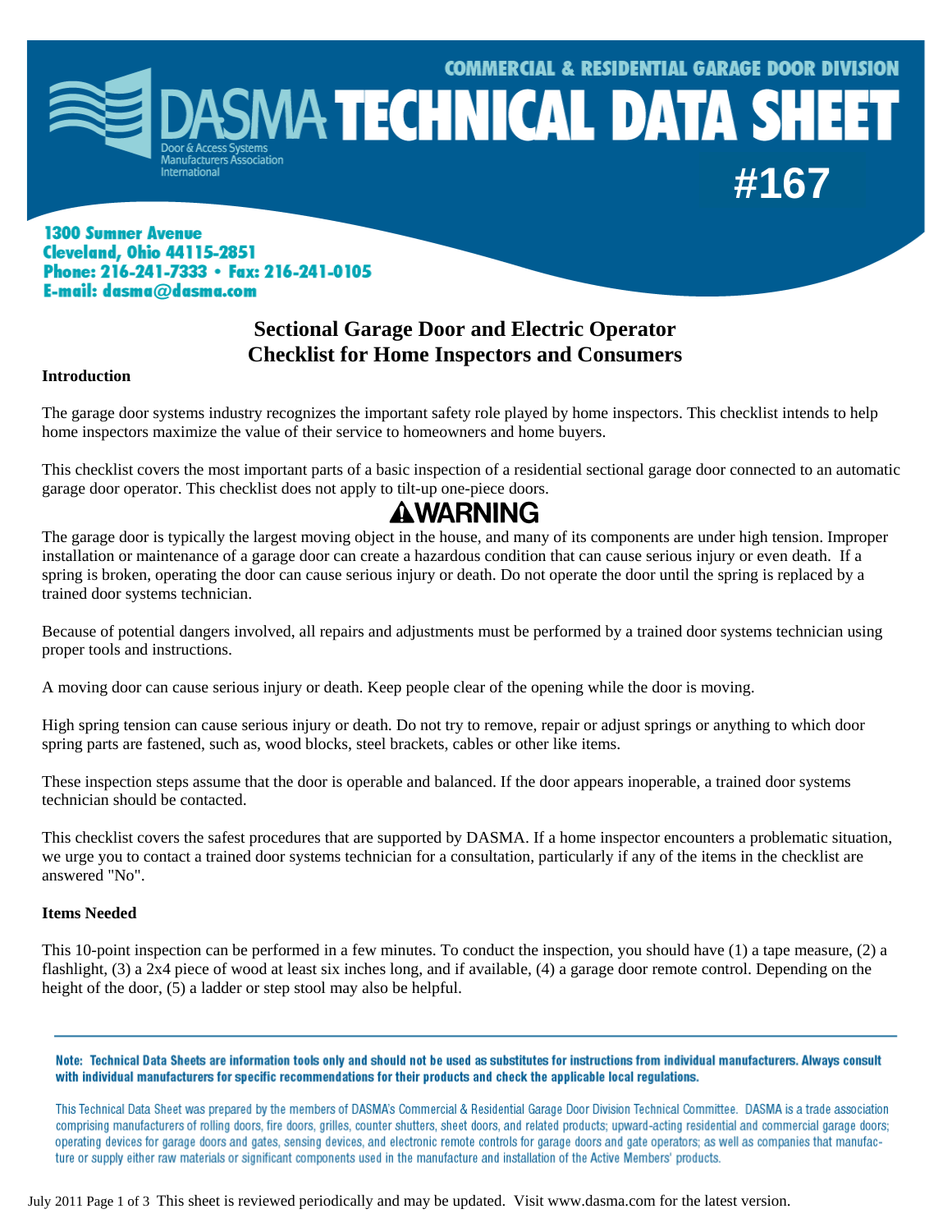# DASMA TECHNICAL DATA SHEET #167

COMMERCIAL & RESIDENTIAL GARAGE DOOR DIVISION

Door & Access Systems Manufacturers Association International

**1300 Sumner Avenue**
**Cleveland, Ohio 44115-2851**
**Phone: 216-241-7333 • Fax: 216-241-0105**
**E-mail: dasma@dasma.com**

## Sectional Garage Door and Electric Operator Checklist for Home Inspectors and Consumers

**Introduction**

The garage door systems industry recognizes the important safety role played by home inspectors. This checklist intends to help home inspectors maximize the value of their service to homeowners and home buyers.

This checklist covers the most important parts of a basic inspection of a residential sectional garage door connected to an automatic garage door operator. This checklist does not apply to tilt-up one-piece doors.

## ⚠WARNING

The garage door is typically the largest moving object in the house, and many of its components are under high tension. Improper installation or maintenance of a garage door can create a hazardous condition that can cause serious injury or even death. If a spring is broken, operating the door can cause serious injury or death. Do not operate the door until the spring is replaced by a trained door systems technician.

Because of potential dangers involved, all repairs and adjustments must be performed by a trained door systems technician using proper tools and instructions.

A moving door can cause serious injury or death. Keep people clear of the opening while the door is moving.

High spring tension can cause serious injury or death. Do not try to remove, repair or adjust springs or anything to which door spring parts are fastened, such as, wood blocks, steel brackets, cables or other like items.

These inspection steps assume that the door is operable and balanced. If the door appears inoperable, a trained door systems technician should be contacted.

This checklist covers the safest procedures that are supported by DASMA. If a home inspector encounters a problematic situation, we urge you to contact a trained door systems technician for a consultation, particularly if any of the items in the checklist are answered "No".

**Items Needed**

This 10-point inspection can be performed in a few minutes. To conduct the inspection, you should have (1) a tape measure, (2) a flashlight, (3) a 2x4 piece of wood at least six inches long, and if available, (4) a garage door remote control. Depending on the height of the door, (5) a ladder or step stool may also be helpful.

---

**Note: Technical Data Sheets are information tools only and should not be used as substitutes for instructions from individual manufacturers. Always consult with individual manufacturers for specific recommendations for their products and check the applicable local regulations.**

This Technical Data Sheet was prepared by the members of DASMA's Commercial & Residential Garage Door Division Technical Committee. DASMA is a trade association comprising manufacturers of rolling doors, fire doors, grilles, counter shutters, sheet doors, and related products; upward-acting residential and commercial garage doors; operating devices for garage doors and gates, sensing devices, and electronic remote controls for garage doors and gate operators; as well as companies that manufacture or supply either raw materials or significant components used in the manufacture and installation of the Active Members' products.

July 2011 This sheet is reviewed periodically and may be updated. Visit www.dasma.com for the latest version.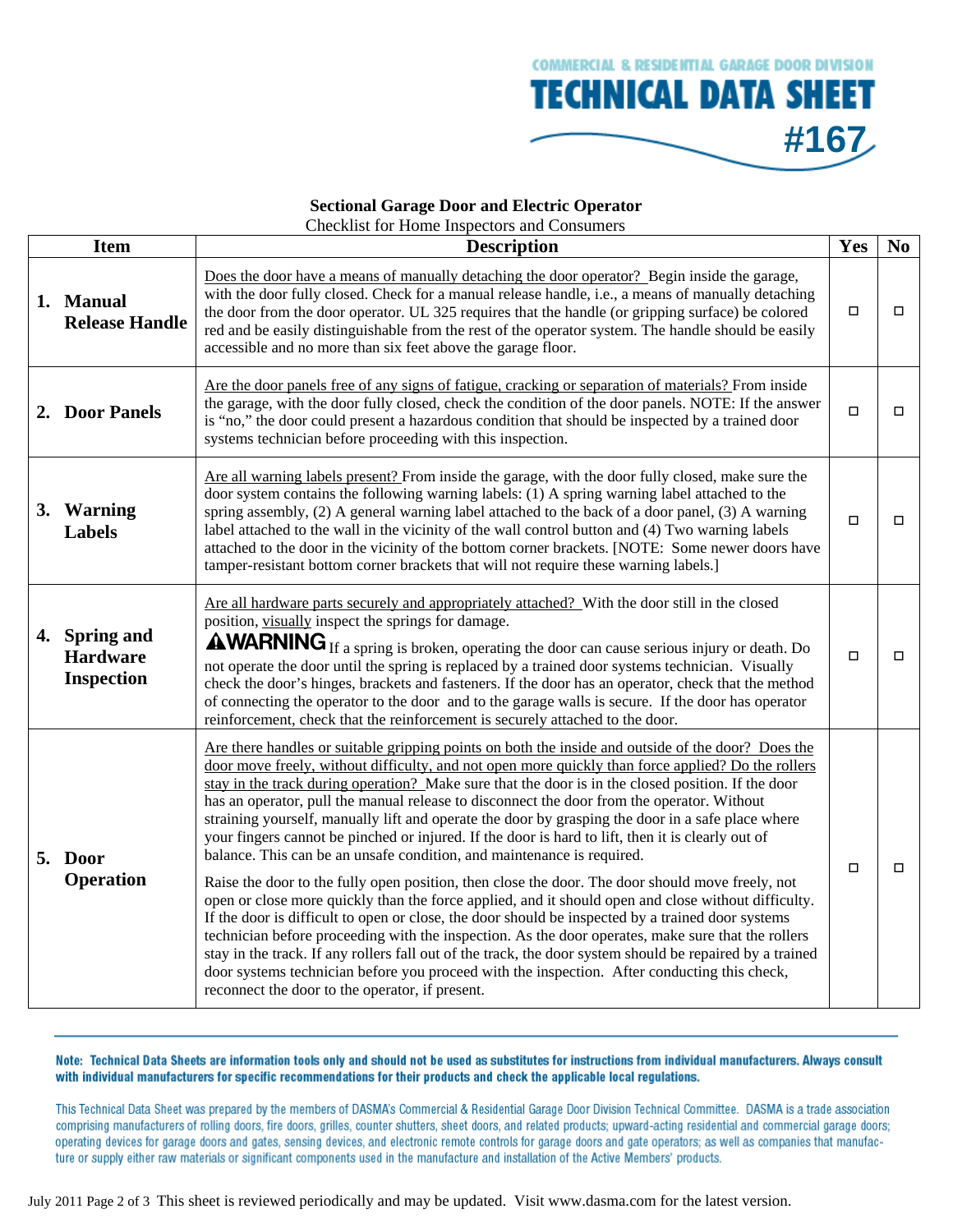COMMERCIAL & RESIDENTIAL GARAGE DOOR DIVISION

# TECHNICAL DATA SHEET #167

## Sectional Garage Door and Electric Operator

Checklist for Home Inspectors and Consumers

| Item | Description | Yes | No |
|---|---|---|---|
| **1. Manual Release Handle** | Does the door have a means of manually detaching the door operator? Begin inside the garage, with the door fully closed. Check for a manual release handle, i.e., a means of manually detaching the door from the door operator. UL 325 requires that the handle (or gripping surface) be colored red and be easily distinguishable from the rest of the operator system. The handle should be easily accessible and no more than six feet above the garage floor. | ☐ | ☐ |
| **2. Door Panels** | Are the door panels free of any signs of fatigue, cracking or separation of materials? From inside the garage, with the door fully closed, check the condition of the door panels. NOTE: If the answer is "no," the door could present a hazardous condition that should be inspected by a trained door systems technician before proceeding with this inspection. | ☐ | ☐ |
| **3. Warning Labels** | Are all warning labels present? From inside the garage, with the door fully closed, make sure the door system contains the following warning labels: (1) A spring warning label attached to the spring assembly, (2) A general warning label attached to the back of a door panel, (3) A warning label attached to the wall in the vicinity of the wall control button and (4) Two warning labels attached to the door in the vicinity of the bottom corner brackets. [NOTE: Some newer doors have tamper-resistant bottom corner brackets that will not require these warning labels.] | ☐ | ☐ |
| **4. Spring and Hardware Inspection** | Are all hardware parts securely and appropriately attached? With the door still in the closed position, visually inspect the springs for damage. **⚠WARNING** If a spring is broken, operating the door can cause serious injury or death. Do not operate the door until the spring is replaced by a trained door systems technician. Visually check the door's hinges, brackets and fasteners. If the door has an operator, check that the method of connecting the operator to the door and to the garage walls is secure. If the door has operator reinforcement, check that the reinforcement is securely attached to the door. | ☐ | ☐ |
| **5. Door Operation** | Are there handles or suitable gripping points on both the inside and outside of the door? Does the door move freely, without difficulty, and not open more quickly than force applied? Do the rollers stay in the track during operation? Make sure that the door is in the closed position. If the door has an operator, pull the manual release to disconnect the door from the operator. Without straining yourself, manually lift and operate the door by grasping the door in a safe place where your fingers cannot be pinched or injured. If the door is hard to lift, then it is clearly out of balance. This can be an unsafe condition, and maintenance is required.<br><br>Raise the door to the fully open position, then close the door. The door should move freely, not open or close more quickly than the force applied, and it should open and close without difficulty. If the door is difficult to open or close, the door should be inspected by a trained door systems technician before proceeding with the inspection. As the door operates, make sure that the rollers stay in the track. If any rollers fall out of the track, the door system should be repaired by a trained door systems technician before you proceed with the inspection. After conducting this check, reconnect the door to the operator, if present. | ☐ | ☐ |

**Note: Technical Data Sheets are information tools only and should not be used as substitutes for instructions from individual manufacturers. Always consult with individual manufacturers for specific recommendations for their products and check the applicable local regulations.**

This Technical Data Sheet was prepared by the members of DASMA's Commercial & Residential Garage Door Division Technical Committee. DASMA is a trade association comprising manufacturers of rolling doors, fire doors, grilles, counter shutters, sheet doors, and related products; upward-acting residential and commercial garage doors; operating devices for garage doors and gates, sensing devices, and electronic remote controls for garage doors and gate operators; as well as companies that manufacture or supply either raw materials or significant components used in the manufacture and installation of the Active Members' products.

July 2011 This sheet is reviewed periodically and may be updated. Visit www.dasma.com for the latest version.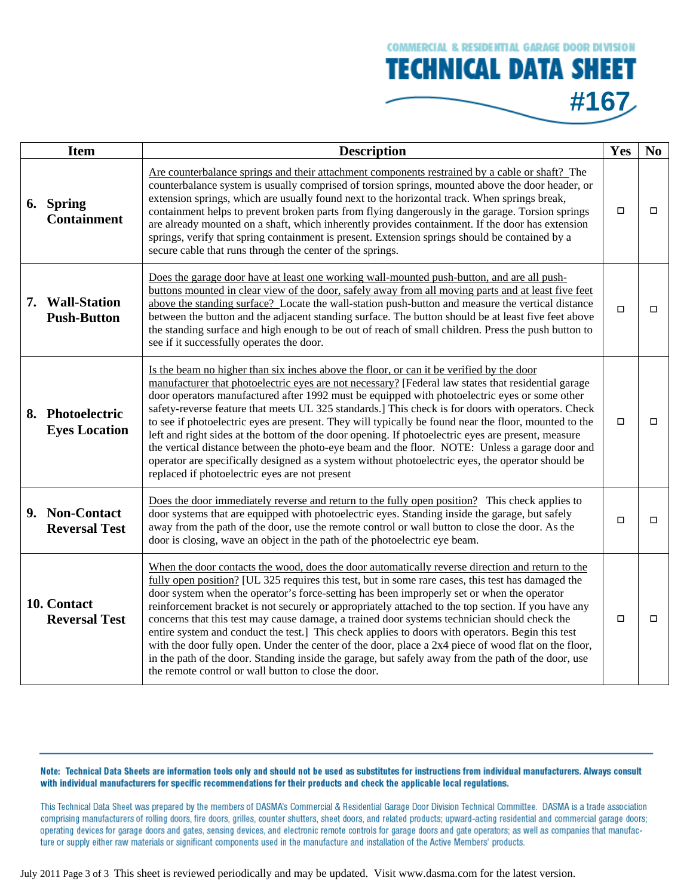COMMERCIAL & RESIDENTIAL GARAGE DOOR DIVISION

# TECHNICAL DATA SHEET #167

| Item | Description | Yes | No |
|---|---|---|---|
| **6. Spring Containment** | Are counterbalance springs and their attachment components restrained by a cable or shaft? The counterbalance system is usually comprised of torsion springs, mounted above the door header, or extension springs, which are usually found next to the horizontal track. When springs break, containment helps to prevent broken parts from flying dangerously in the garage. Torsion springs are already mounted on a shaft, which inherently provides containment. If the door has extension springs, verify that spring containment is present. Extension springs should be contained by a secure cable that runs through the center of the springs. | ☐ | ☐ |
| **7. Wall-Station Push-Button** | Does the garage door have at least one working wall-mounted push-button, and are all push-buttons mounted in clear view of the door, safely away from all moving parts and at least five feet above the standing surface? Locate the wall-station push-button and measure the vertical distance between the button and the adjacent standing surface. The button should be at least five feet above the standing surface and high enough to be out of reach of small children. Press the push button to see if it successfully operates the door. | ☐ | ☐ |
| **8. Photoelectric Eyes Location** | Is the beam no higher than six inches above the floor, or can it be verified by the door manufacturer that photoelectric eyes are not necessary? [Federal law states that residential garage door operators manufactured after 1992 must be equipped with photoelectric eyes or some other safety-reverse feature that meets UL 325 standards.] This check is for doors with operators. Check to see if photoelectric eyes are present. They will typically be found near the floor, mounted to the left and right sides at the bottom of the door opening. If photoelectric eyes are present, measure the vertical distance between the photo-eye beam and the floor. NOTE: Unless a garage door and operator are specifically designed as a system without photoelectric eyes, the operator should be replaced if photoelectric eyes are not present | ☐ | ☐ |
| **9. Non-Contact Reversal Test** | Does the door immediately reverse and return to the fully open position? This check applies to door systems that are equipped with photoelectric eyes. Standing inside the garage, but safely away from the path of the door, use the remote control or wall button to close the door. As the door is closing, wave an object in the path of the photoelectric eye beam. | ☐ | ☐ |
| **10. Contact Reversal Test** | When the door contacts the wood, does the door automatically reverse direction and return to the fully open position? [UL 325 requires this test, but in some rare cases, this test has damaged the door system when the operator's force-setting has been improperly set or when the operator reinforcement bracket is not securely or appropriately attached to the top section. If you have any concerns that this test may cause damage, a trained door systems technician should check the entire system and conduct the test.] This check applies to doors with operators. Begin this test with the door fully open. Under the center of the door, place a 2x4 piece of wood flat on the floor, in the path of the door. Standing inside the garage, but safely away from the path of the door, use the remote control or wall button to close the door. | ☐ | ☐ |

**Note: Technical Data Sheets are information tools only and should not be used as substitutes for instructions from individual manufacturers. Always consult with individual manufacturers for specific recommendations for their products and check the applicable local regulations.**

This Technical Data Sheet was prepared by the members of DASMA's Commercial & Residential Garage Door Division Technical Committee. DASMA is a trade association comprising manufacturers of rolling doors, fire doors, grilles, counter shutters, sheet doors, and related products; upward-acting residential and commercial garage doors; operating devices for garage doors and gates, sensing devices, and electronic remote controls for garage doors and gate operators; as well as companies that manufacture or supply either raw materials or significant components used in the manufacture and installation of the Active Members' products.

July 2011 This sheet is reviewed periodically and may be updated. Visit www.dasma.com for the latest version.